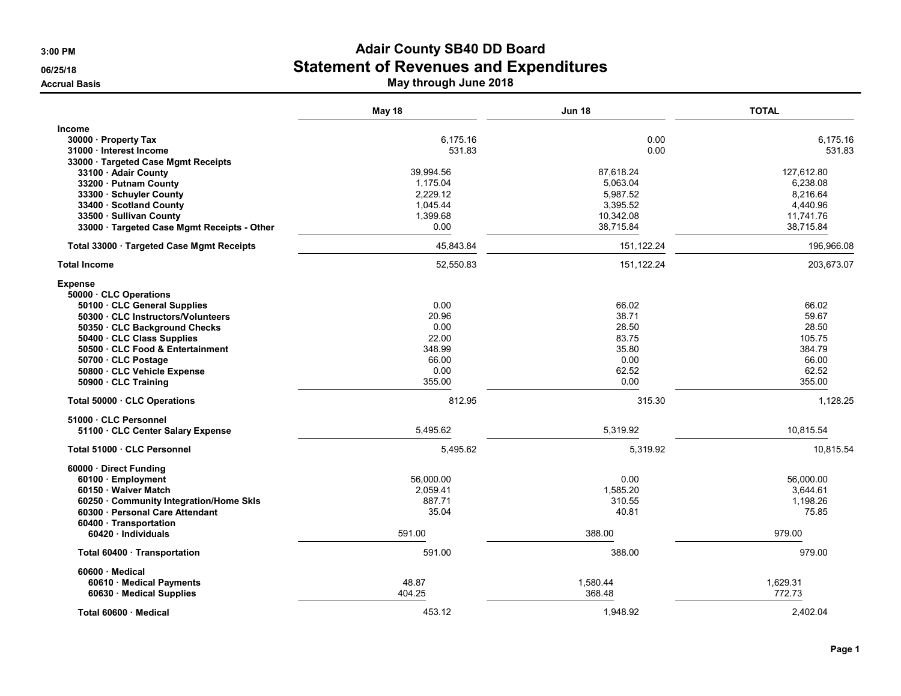3:00 PM
06/25/18
Accrual Basis

# Adair County SB40 DD Board
## Statement of Revenues and Expenditures
### May through June 2018

| | May 18 | Jun 18 | TOTAL |
|---|---|---|---|
| **Income** | | | |
| **30000 · Property Tax** | 6,175.16 | 0.00 | 6,175.16 |
| **31000 · Interest Income** | 531.83 | 0.00 | 531.83 |
| **33000 · Targeted Case Mgmt Receipts** | | | |
| **33100 · Adair County** | 39,994.56 | 87,618.24 | 127,612.80 |
| **33200 · Putnam County** | 1,175.04 | 5,063.04 | 6,238.08 |
| **33300 · Schuyler County** | 2,229.12 | 5,987.52 | 8,216.64 |
| **33400 · Scotland County** | 1,045.44 | 3,395.52 | 4,440.96 |
| **33500 · Sullivan County** | 1,399.68 | 10,342.08 | 11,741.76 |
| **33000 · Targeted Case Mgmt Receipts - Other** | 0.00 | 38,715.84 | 38,715.84 |
| **Total 33000 · Targeted Case Mgmt Receipts** | 45,843.84 | 151,122.24 | 196,966.08 |
| **Total Income** | 52,550.83 | 151,122.24 | 203,673.07 |
| **Expense** | | | |
| **50000 · CLC Operations** | | | |
| **50100 · CLC General Supplies** | 0.00 | 66.02 | 66.02 |
| **50300 · CLC Instructors/Volunteers** | 20.96 | 38.71 | 59.67 |
| **50350 · CLC Background Checks** | 0.00 | 28.50 | 28.50 |
| **50400 · CLC Class Supplies** | 22.00 | 83.75 | 105.75 |
| **50500 · CLC Food & Entertainment** | 348.99 | 35.80 | 384.79 |
| **50700 · CLC Postage** | 66.00 | 0.00 | 66.00 |
| **50800 · CLC Vehicle Expense** | 0.00 | 62.52 | 62.52 |
| **50900 · CLC Training** | 355.00 | 0.00 | 355.00 |
| **Total 50000 · CLC Operations** | 812.95 | 315.30 | 1,128.25 |
| **51000 · CLC Personnel** | | | |
| **51100 · CLC Center Salary Expense** | 5,495.62 | 5,319.92 | 10,815.54 |
| **Total 51000 · CLC Personnel** | 5,495.62 | 5,319.92 | 10,815.54 |
| **60000 · Direct Funding** | | | |
| **60100 · Employment** | 56,000.00 | 0.00 | 56,000.00 |
| **60150 · Waiver Match** | 2,059.41 | 1,585.20 | 3,644.61 |
| **60250 · Community Integration/Home Skls** | 887.71 | 310.55 | 1,198.26 |
| **60300 · Personal Care Attendant** | 35.04 | 40.81 | 75.85 |
| **60400 · Transportation** | | | |
| **60420 · Individuals** | 591.00 | 388.00 | 979.00 |
| **Total 60400 · Transportation** | 591.00 | 388.00 | 979.00 |
| **60600 · Medical** | | | |
| **60610 · Medical Payments** | 48.87 | 1,580.44 | 1,629.31 |
| **60630 · Medical Supplies** | 404.25 | 368.48 | 772.73 |
| **Total 60600 · Medical** | 453.12 | 1,948.92 | 2,402.04 |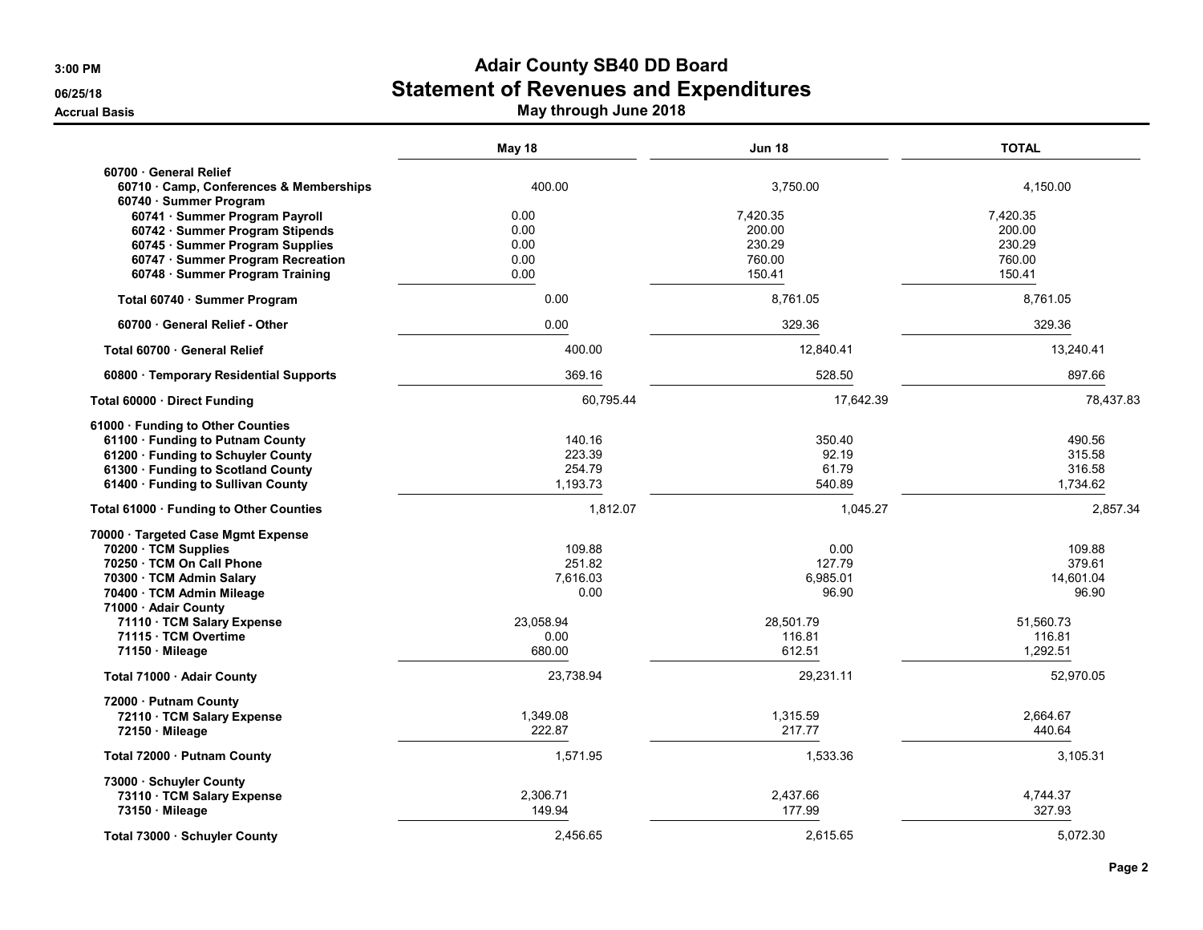# Adair County SB40 DD Board
## Statement of Revenues and Expenditures
### May through June 2018

3:00 PM
06/25/18
Accrual Basis

| | May 18 | Jun 18 | TOTAL |
|---|---|---|---|
| 60700 · General Relief | | | |
| 60710 · Camp, Conferences & Memberships | 400.00 | 3,750.00 | 4,150.00 |
| 60740 · Summer Program | | | |
| 60741 · Summer Program Payroll | 0.00 | 7,420.35 | 7,420.35 |
| 60742 · Summer Program Stipends | 0.00 | 200.00 | 200.00 |
| 60745 · Summer Program Supplies | 0.00 | 230.29 | 230.29 |
| 60747 · Summer Program Recreation | 0.00 | 760.00 | 760.00 |
| 60748 · Summer Program Training | 0.00 | 150.41 | 150.41 |
| Total 60740 · Summer Program | 0.00 | 8,761.05 | 8,761.05 |
| 60700 · General Relief - Other | 0.00 | 329.36 | 329.36 |
| Total 60700 · General Relief | 400.00 | 12,840.41 | 13,240.41 |
| 60800 · Temporary Residential Supports | 369.16 | 528.50 | 897.66 |
| Total 60000 · Direct Funding | 60,795.44 | 17,642.39 | 78,437.83 |
| 61000 · Funding to Other Counties | | | |
| 61100 · Funding to Putnam County | 140.16 | 350.40 | 490.56 |
| 61200 · Funding to Schuyler County | 223.39 | 92.19 | 315.58 |
| 61300 · Funding to Scotland County | 254.79 | 61.79 | 316.58 |
| 61400 · Funding to Sullivan County | 1,193.73 | 540.89 | 1,734.62 |
| Total 61000 · Funding to Other Counties | 1,812.07 | 1,045.27 | 2,857.34 |
| 70000 · Targeted Case Mgmt Expense | | | |
| 70200 · TCM Supplies | 109.88 | 0.00 | 109.88 |
| 70250 · TCM On Call Phone | 251.82 | 127.79 | 379.61 |
| 70300 · TCM Admin Salary | 7,616.03 | 6,985.01 | 14,601.04 |
| 70400 · TCM Admin Mileage | 0.00 | 96.90 | 96.90 |
| 71000 · Adair County | | | |
| 71110 · TCM Salary Expense | 23,058.94 | 28,501.79 | 51,560.73 |
| 71115 · TCM Overtime | 0.00 | 116.81 | 116.81 |
| 71150 · Mileage | 680.00 | 612.51 | 1,292.51 |
| Total 71000 · Adair County | 23,738.94 | 29,231.11 | 52,970.05 |
| 72000 · Putnam County | | | |
| 72110 · TCM Salary Expense | 1,349.08 | 1,315.59 | 2,664.67 |
| 72150 · Mileage | 222.87 | 217.77 | 440.64 |
| Total 72000 · Putnam County | 1,571.95 | 1,533.36 | 3,105.31 |
| 73000 · Schuyler County | | | |
| 73110 · TCM Salary Expense | 2,306.71 | 2,437.66 | 4,744.37 |
| 73150 · Mileage | 149.94 | 177.99 | 327.93 |
| Total 73000 · Schuyler County | 2,456.65 | 2,615.65 | 5,072.30 |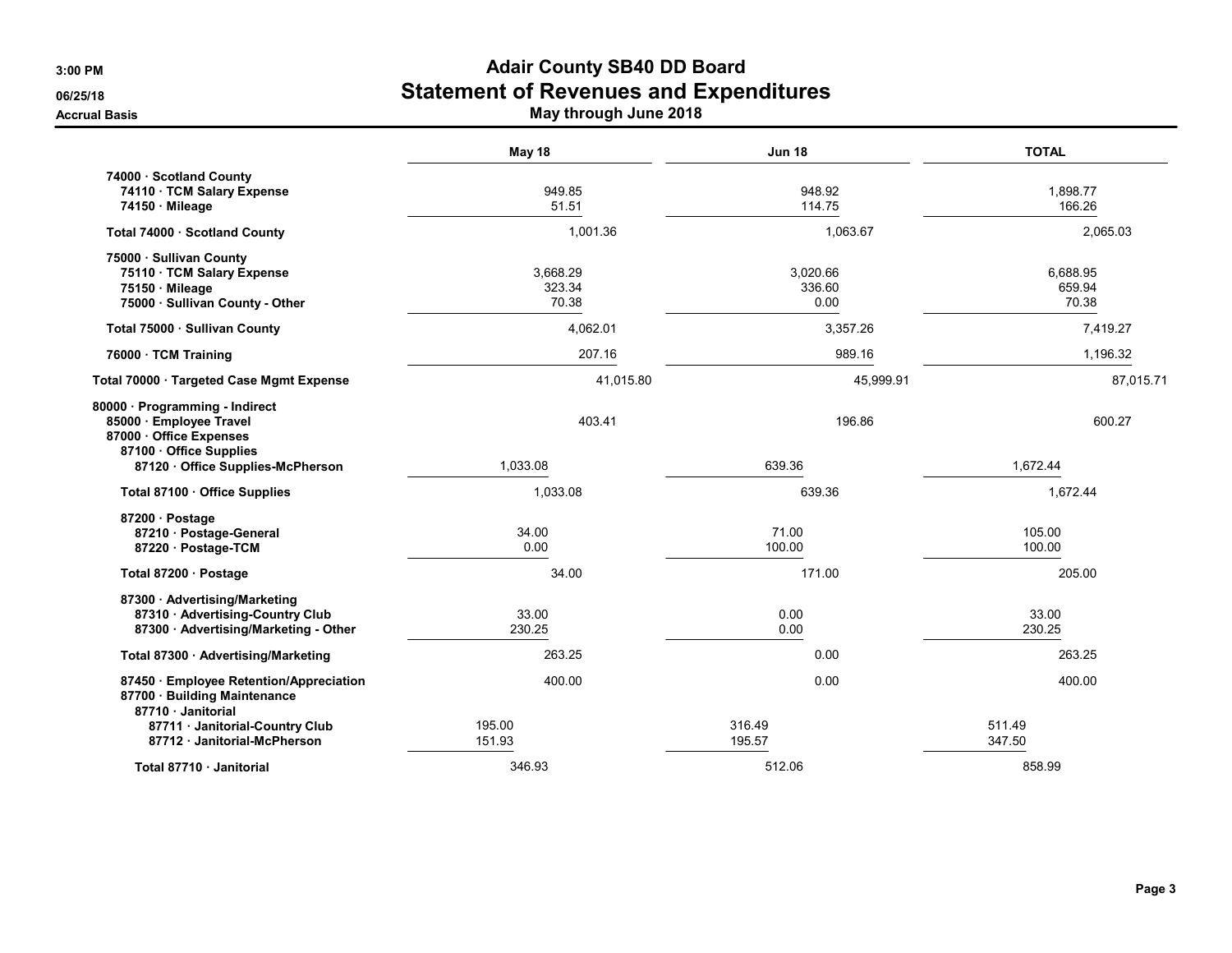# Adair County SB40 DD Board
## Statement of Revenues and Expenditures
### May through June 2018

3:00 PM
06/25/18
Accrual Basis

| | May 18 | Jun 18 | TOTAL |
|---|---|---|---|
| 74000 · Scotland County | | | |
| 74110 · TCM Salary Expense | 949.85 | 948.92 | 1,898.77 |
| 74150 · Mileage | 51.51 | 114.75 | 166.26 |
| Total 74000 · Scotland County | 1,001.36 | 1,063.67 | 2,065.03 |
| 75000 · Sullivan County | | | |
| 75110 · TCM Salary Expense | 3,668.29 | 3,020.66 | 6,688.95 |
| 75150 · Mileage | 323.34 | 336.60 | 659.94 |
| 75000 · Sullivan County - Other | 70.38 | 0.00 | 70.38 |
| Total 75000 · Sullivan County | 4,062.01 | 3,357.26 | 7,419.27 |
| 76000 · TCM Training | 207.16 | 989.16 | 1,196.32 |
| Total 70000 · Targeted Case Mgmt Expense | 41,015.80 | 45,999.91 | 87,015.71 |
| 80000 · Programming - Indirect | | | |
| 85000 · Employee Travel | 403.41 | 196.86 | 600.27 |
| 87000 · Office Expenses | | | |
| 87100 · Office Supplies | | | |
| 87120 · Office Supplies-McPherson | 1,033.08 | 639.36 | 1,672.44 |
| Total 87100 · Office Supplies | 1,033.08 | 639.36 | 1,672.44 |
| 87200 · Postage | | | |
| 87210 · Postage-General | 34.00 | 71.00 | 105.00 |
| 87220 · Postage-TCM | 0.00 | 100.00 | 100.00 |
| Total 87200 · Postage | 34.00 | 171.00 | 205.00 |
| 87300 · Advertising/Marketing | | | |
| 87310 · Advertising-Country Club | 33.00 | 0.00 | 33.00 |
| 87300 · Advertising/Marketing - Other | 230.25 | 0.00 | 230.25 |
| Total 87300 · Advertising/Marketing | 263.25 | 0.00 | 263.25 |
| 87450 · Employee Retention/Appreciation | 400.00 | 0.00 | 400.00 |
| 87700 · Building Maintenance | | | |
| 87710 · Janitorial | | | |
| 87711 · Janitorial-Country Club | 195.00 | 316.49 | 511.49 |
| 87712 · Janitorial-McPherson | 151.93 | 195.57 | 347.50 |
| Total 87710 · Janitorial | 346.93 | 512.06 | 858.99 |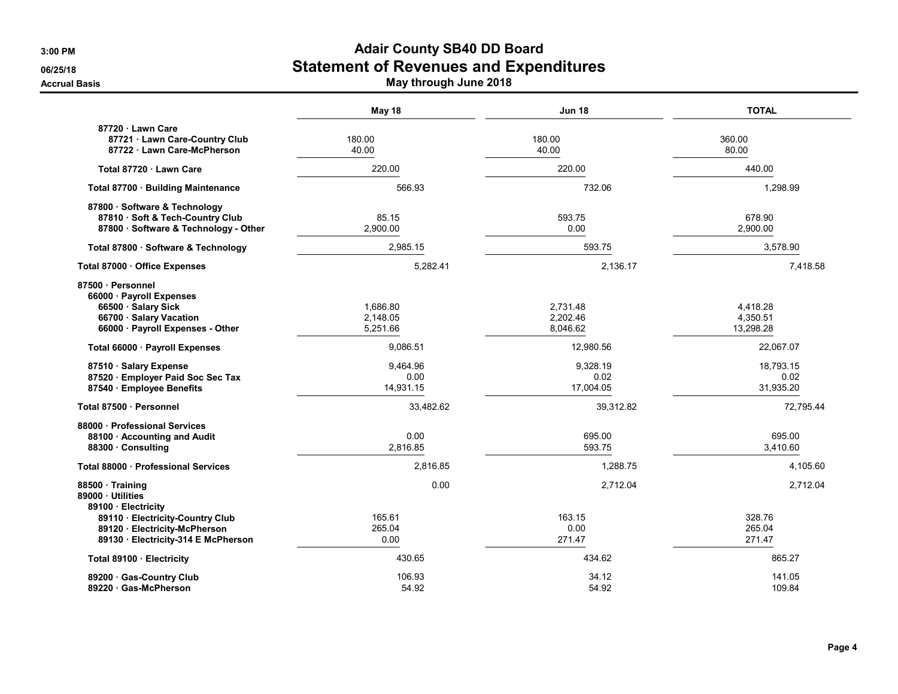# Adair County SB40 DD Board
## Statement of Revenues and Expenditures
### May through June 2018

3:00 PM
06/25/18
Accrual Basis

| | May 18 | Jun 18 | TOTAL |
|---|---|---|---|
| 87720 · Lawn Care | | | |
| 87721 · Lawn Care-Country Club | 180.00 | 180.00 | 360.00 |
| 87722 · Lawn Care-McPherson | 40.00 | 40.00 | 80.00 |
| Total 87720 · Lawn Care | 220.00 | 220.00 | 440.00 |
| Total 87700 · Building Maintenance | 566.93 | 732.06 | 1,298.99 |
| 87800 · Software & Technology | | | |
| 87810 · Soft & Tech-Country Club | 85.15 | 593.75 | 678.90 |
| 87800 · Software & Technology - Other | 2,900.00 | 0.00 | 2,900.00 |
| Total 87800 · Software & Technology | 2,985.15 | 593.75 | 3,578.90 |
| Total 87000 · Office Expenses | 5,282.41 | 2,136.17 | 7,418.58 |
| 87500 · Personnel | | | |
| 66000 · Payroll Expenses | | | |
| 66500 · Salary Sick | 1,686.80 | 2,731.48 | 4,418.28 |
| 66700 · Salary Vacation | 2,148.05 | 2,202.46 | 4,350.51 |
| 66000 · Payroll Expenses - Other | 5,251.66 | 8,046.62 | 13,298.28 |
| Total 66000 · Payroll Expenses | 9,086.51 | 12,980.56 | 22,067.07 |
| 87510 · Salary Expense | 9,464.96 | 9,328.19 | 18,793.15 |
| 87520 · Employer Paid Soc Sec Tax | 0.00 | 0.02 | 0.02 |
| 87540 · Employee Benefits | 14,931.15 | 17,004.05 | 31,935.20 |
| Total 87500 · Personnel | 33,482.62 | 39,312.82 | 72,795.44 |
| 88000 · Professional Services | | | |
| 88100 · Accounting and Audit | 0.00 | 695.00 | 695.00 |
| 88300 · Consulting | 2,816.85 | 593.75 | 3,410.60 |
| Total 88000 · Professional Services | 2,816.85 | 1,288.75 | 4,105.60 |
| 88500 · Training | 0.00 | 2,712.04 | 2,712.04 |
| 89000 · Utilities | | | |
| 89100 · Electricity | | | |
| 89110 · Electricity-Country Club | 165.61 | 163.15 | 328.76 |
| 89120 · Electricity-McPherson | 265.04 | 0.00 | 265.04 |
| 89130 · Electricity-314 E McPherson | 0.00 | 271.47 | 271.47 |
| Total 89100 · Electricity | 430.65 | 434.62 | 865.27 |
| 89200 · Gas-Country Club | 106.93 | 34.12 | 141.05 |
| 89220 · Gas-McPherson | 54.92 | 54.92 | 109.84 |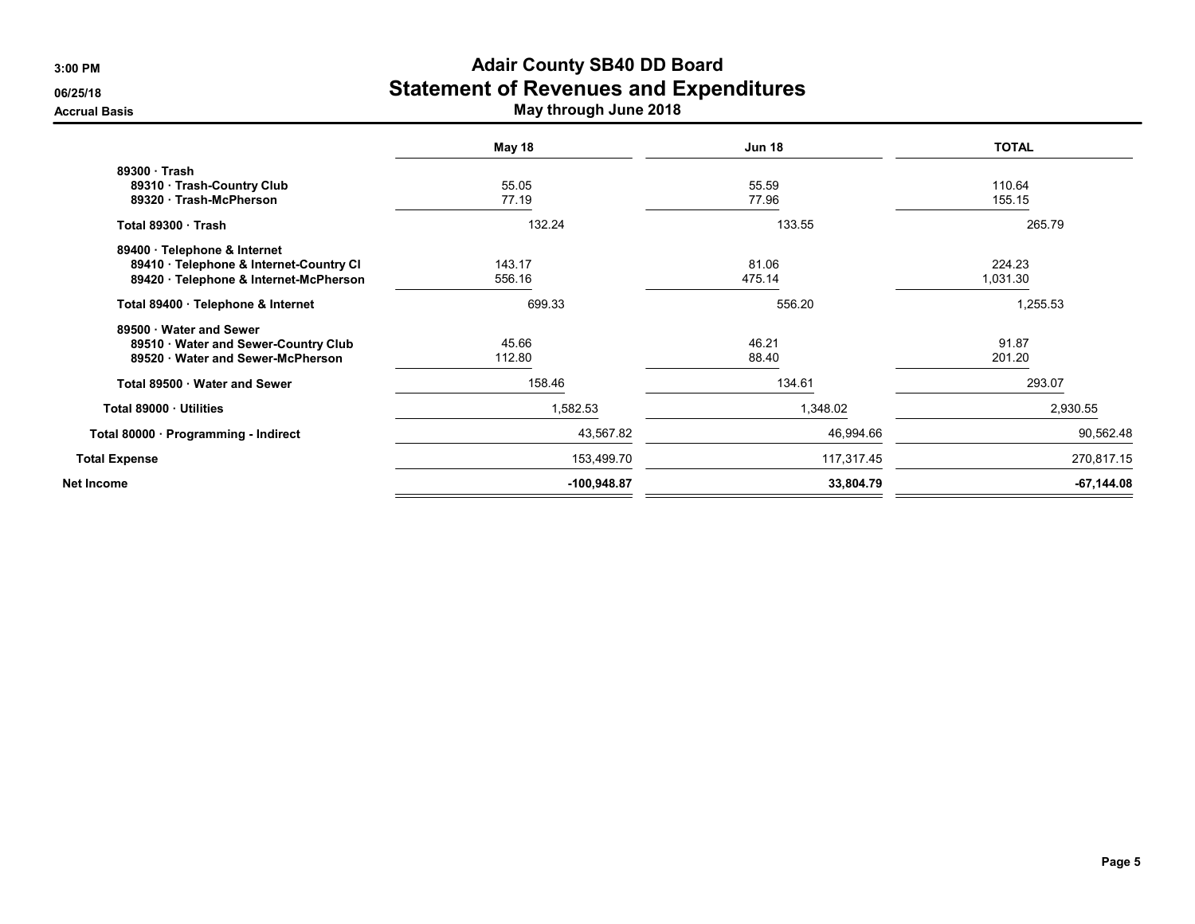# Adair County SB40 DD Board

## Statement of Revenues and Expenditures

### May through June 2018

3:00 PM
06/25/18
Accrual Basis

| | May 18 | Jun 18 | TOTAL |
|---|---|---|---|
| 89300 · Trash | | | |
| 89310 · Trash-Country Club | 55.05 | 55.59 | 110.64 |
| 89320 · Trash-McPherson | 77.19 | 77.96 | 155.15 |
| **Total 89300 · Trash** | 132.24 | 133.55 | 265.79 |
| 89400 · Telephone & Internet | | | |
| 89410 · Telephone & Internet-Country Cl | 143.17 | 81.06 | 224.23 |
| 89420 · Telephone & Internet-McPherson | 556.16 | 475.14 | 1,031.30 |
| **Total 89400 · Telephone & Internet** | 699.33 | 556.20 | 1,255.53 |
| 89500 · Water and Sewer | | | |
| 89510 · Water and Sewer-Country Club | 45.66 | 46.21 | 91.87 |
| 89520 · Water and Sewer-McPherson | 112.80 | 88.40 | 201.20 |
| **Total 89500 · Water and Sewer** | 158.46 | 134.61 | 293.07 |
| **Total 89000 · Utilities** | 1,582.53 | 1,348.02 | 2,930.55 |
| **Total 80000 · Programming - Indirect** | 43,567.82 | 46,994.66 | 90,562.48 |
| **Total Expense** | 153,499.70 | 117,317.45 | 270,817.15 |
| **Net Income** | **-100,948.87** | **33,804.79** | **-67,144.08** |